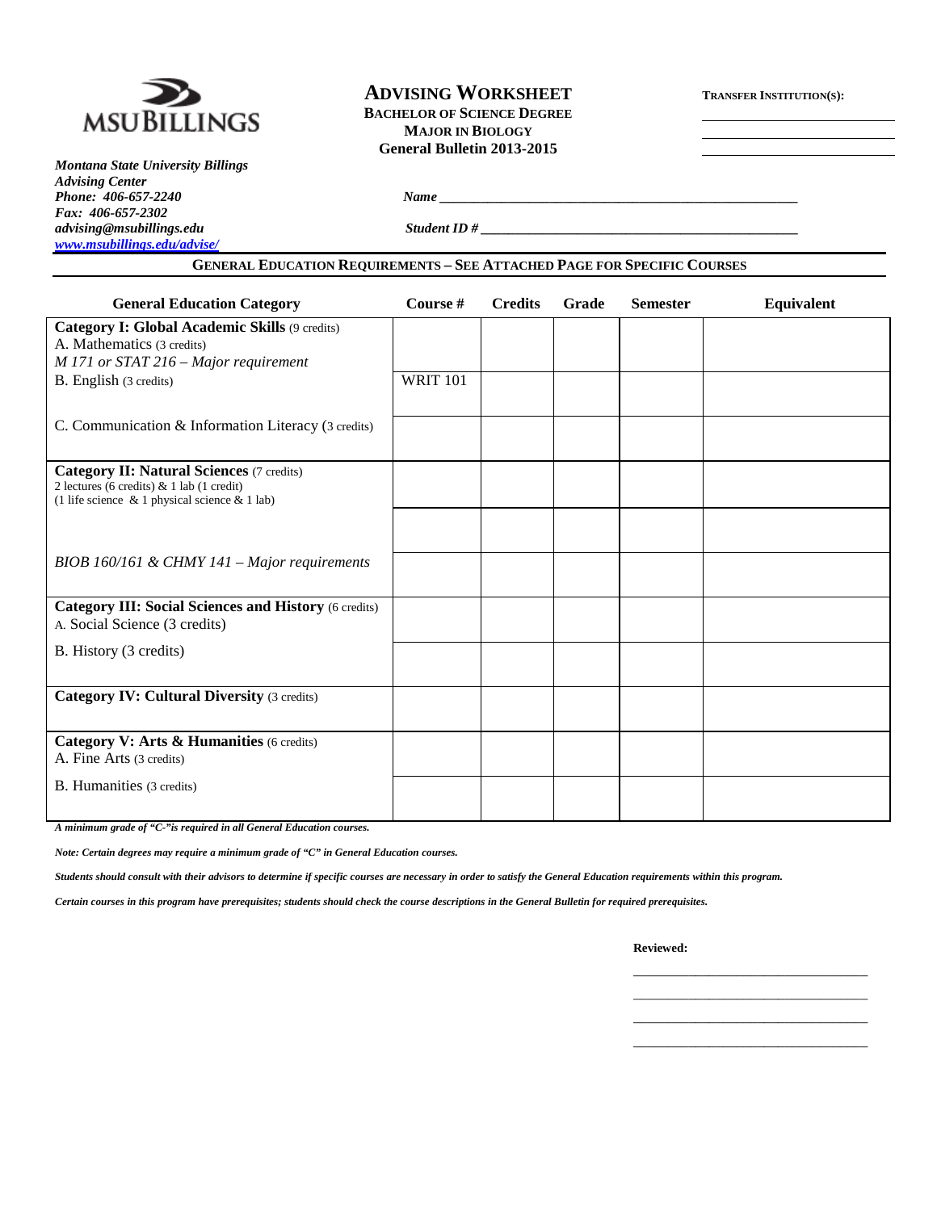MSU BILLINGS

*Montana State University Billings*
*Advising Center*
*Phone: 406-657-2240*
*Fax: 406-657-2302*
*advising@msubillings.edu*
*www.msubillings.edu/advise/*

# ADVISING WORKSHEET

**BACHELOR OF SCIENCE DEGREE**
**MAJOR IN BIOLOGY**
**General Bulletin 2013-2015**

**TRANSFER INSTITUTION(S):**

______________________
______________________
______________________

***Name*** ____________________________________________________

***Student ID #*** ______________________________________________

## GENERAL EDUCATION REQUIREMENTS – SEE ATTACHED PAGE FOR SPECIFIC COURSES

| General Education Category | Course # | Credits | Grade | Semester | Equivalent |
|---|---|---|---|---|---|
| **Category I: Global Academic Skills** (9 credits)<br>A. Mathematics (3 credits)<br>*M 171 or STAT 216 – Major requirement* | | | | | |
| B. English (3 credits) | WRIT 101 | | | | |
| C. Communication & Information Literacy (3 credits) | | | | | |
| **Category II: Natural Sciences** (7 credits)<br>2 lectures (6 credits) & 1 lab (1 credit)<br>(1 life science & 1 physical science & 1 lab) | | | | | |
| | | | | | |
| *BIOB 160/161 & CHMY 141 – Major requirements* | | | | | |
| **Category III: Social Sciences and History** (6 credits)<br>A. Social Science (3 credits) | | | | | |
| B. History (3 credits) | | | | | |
| **Category IV: Cultural Diversity** (3 credits) | | | | | |
| **Category V: Arts & Humanities** (6 credits)<br>A. Fine Arts (3 credits) | | | | | |
| B. Humanities (3 credits) | | | | | |

***A minimum grade of "C-"is required in all General Education courses.***

***Note: Certain degrees may require a minimum grade of "C" in General Education courses.***

***Students should consult with their advisors to determine if specific courses are necessary in order to satisfy the General Education requirements within this program.***

***Certain courses in this program have prerequisites; students should check the course descriptions in the General Bulletin for required prerequisites.***

**Reviewed:**

______________________________
______________________________
______________________________
______________________________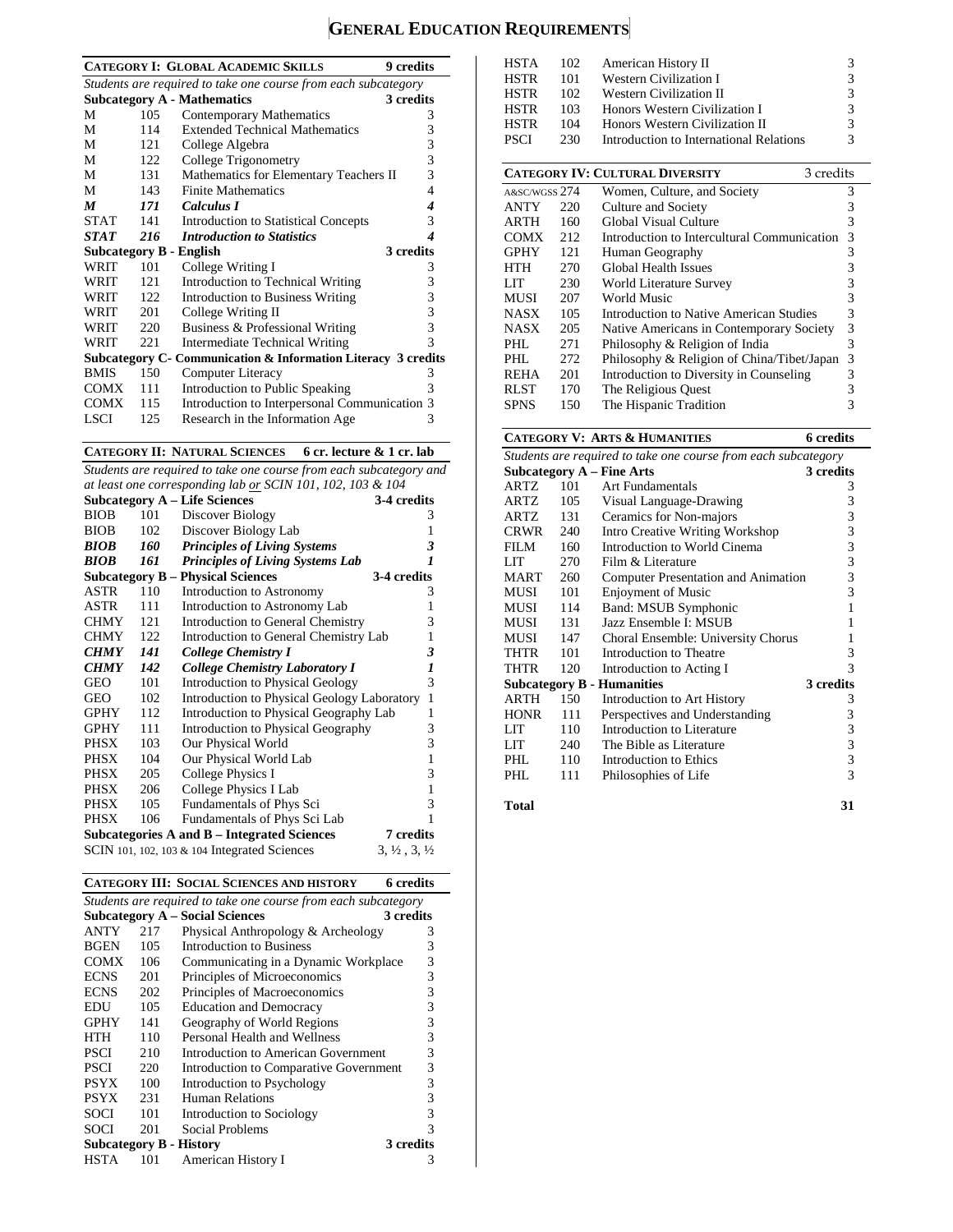# GENERAL EDUCATION REQUIREMENTS

## CATEGORY I: GLOBAL ACADEMIC SKILLS — 9 credits

*Students are required to take one course from each subcategory*

| Subcategory A - Mathematics | | | 3 credits |
|---|---|---|---|
| M | 105 | Contemporary Mathematics | 3 |
| M | 114 | Extended Technical Mathematics | 3 |
| M | 121 | College Algebra | 3 |
| M | 122 | College Trigonometry | 3 |
| M | 131 | Mathematics for Elementary Teachers II | 3 |
| M | 143 | Finite Mathematics | 4 |
| ***M*** | ***171*** | ***Calculus I*** | ***4*** |
| STAT | 141 | Introduction to Statistical Concepts | 3 |
| ***STAT*** | ***216*** | ***Introduction to Statistics*** | ***4*** |
| **Subcategory B - English** | | | **3 credits** |
| WRIT | 101 | College Writing I | 3 |
| WRIT | 121 | Introduction to Technical Writing | 3 |
| WRIT | 122 | Introduction to Business Writing | 3 |
| WRIT | 201 | College Writing II | 3 |
| WRIT | 220 | Business & Professional Writing | 3 |
| WRIT | 221 | Intermediate Technical Writing | 3 |
| **Subcategory C- Communication & Information Literacy** | | | **3 credits** |
| BMIS | 150 | Computer Literacy | 3 |
| COMX | 111 | Introduction to Public Speaking | 3 |
| COMX | 115 | Introduction to Interpersonal Communication | 3 |
| LSCI | 125 | Research in the Information Age | 3 |

## CATEGORY II: NATURAL SCIENCES — 6 cr. lecture & 1 cr. lab

*Students are required to take one course from each subcategory and at least one corresponding lab or SCIN 101, 102, 103 & 104*

| Subcategory A – Life Sciences | | | 3-4 credits |
|---|---|---|---|
| BIOB | 101 | Discover Biology | 3 |
| BIOB | 102 | Discover Biology Lab | 1 |
| ***BIOB*** | ***160*** | ***Principles of Living Systems*** | ***3*** |
| ***BIOB*** | ***161*** | ***Principles of Living Systems Lab*** | ***1*** |
| **Subcategory B – Physical Sciences** | | | **3-4 credits** |
| ASTR | 110 | Introduction to Astronomy | 3 |
| ASTR | 111 | Introduction to Astronomy Lab | 1 |
| CHMY | 121 | Introduction to General Chemistry | 3 |
| CHMY | 122 | Introduction to General Chemistry Lab | 1 |
| ***CHMY*** | ***141*** | ***College Chemistry I*** | ***3*** |
| ***CHMY*** | ***142*** | ***College Chemistry Laboratory I*** | ***1*** |
| GEO | 101 | Introduction to Physical Geology | 3 |
| GEO | 102 | Introduction to Physical Geology Laboratory | 1 |
| GPHY | 112 | Introduction to Physical Geography Lab | 1 |
| GPHY | 111 | Introduction to Physical Geography | 3 |
| PHSX | 103 | Our Physical World | 3 |
| PHSX | 104 | Our Physical World Lab | 1 |
| PHSX | 205 | College Physics I | 3 |
| PHSX | 206 | College Physics I Lab | 1 |
| PHSX | 105 | Fundamentals of Phys Sci | 3 |
| PHSX | 106 | Fundamentals of Phys Sci Lab | 1 |
| **Subcategories A and B – Integrated Sciences** | | | **7 credits** |
| SCIN 101, 102, 103 & 104 Integrated Sciences | | | 3, ½ , 3, ½ |

## CATEGORY III: SOCIAL SCIENCES AND HISTORY — 6 credits

*Students are required to take one course from each subcategory*

| Subcategory A – Social Sciences | | | 3 credits |
|---|---|---|---|
| ANTY | 217 | Physical Anthropology & Archeology | 3 |
| BGEN | 105 | Introduction to Business | 3 |
| COMX | 106 | Communicating in a Dynamic Workplace | 3 |
| ECNS | 201 | Principles of Microeconomics | 3 |
| ECNS | 202 | Principles of Macroeconomics | 3 |
| EDU | 105 | Education and Democracy | 3 |
| GPHY | 141 | Geography of World Regions | 3 |
| HTH | 110 | Personal Health and Wellness | 3 |
| PSCI | 210 | Introduction to American Government | 3 |
| PSCI | 220 | Introduction to Comparative Government | 3 |
| PSYX | 100 | Introduction to Psychology | 3 |
| PSYX | 231 | Human Relations | 3 |
| SOCI | 101 | Introduction to Sociology | 3 |
| SOCI | 201 | Social Problems | 3 |
| **Subcategory B - History** | | | **3 credits** |
| HSTA | 101 | American History I | 3 |
| HSTA | 102 | American History II | 3 |
| HSTR | 101 | Western Civilization I | 3 |
| HSTR | 102 | Western Civilization II | 3 |
| HSTR | 103 | Honors Western Civilization I | 3 |
| HSTR | 104 | Honors Western Civilization II | 3 |
| PSCI | 230 | Introduction to International Relations | 3 |

## CATEGORY IV: CULTURAL DIVERSITY — 3 credits

| Course | Number | Title | Credits |
|---|---|---|---|
| A&SC/WGSS | 274 | Women, Culture, and Society | 3 |
| ANTY | 220 | Culture and Society | 3 |
| ARTH | 160 | Global Visual Culture | 3 |
| COMX | 212 | Introduction to Intercultural Communication | 3 |
| GPHY | 121 | Human Geography | 3 |
| HTH | 270 | Global Health Issues | 3 |
| LIT | 230 | World Literature Survey | 3 |
| MUSI | 207 | World Music | 3 |
| NASX | 105 | Introduction to Native American Studies | 3 |
| NASX | 205 | Native Americans in Contemporary Society | 3 |
| PHL | 271 | Philosophy & Religion of India | 3 |
| PHL | 272 | Philosophy & Religion of China/Tibet/Japan | 3 |
| REHA | 201 | Introduction to Diversity in Counseling | 3 |
| RLST | 170 | The Religious Quest | 3 |
| SPNS | 150 | The Hispanic Tradition | 3 |

## CATEGORY V: ARTS & HUMANITIES — 6 credits

*Students are required to take one course from each subcategory*

| Subcategory A – Fine Arts | | | 3 credits |
|---|---|---|---|
| ARTZ | 101 | Art Fundamentals | 3 |
| ARTZ | 105 | Visual Language-Drawing | 3 |
| ARTZ | 131 | Ceramics for Non-majors | 3 |
| CRWR | 240 | Intro Creative Writing Workshop | 3 |
| FILM | 160 | Introduction to World Cinema | 3 |
| LIT | 270 | Film & Literature | 3 |
| MART | 260 | Computer Presentation and Animation | 3 |
| MUSI | 101 | Enjoyment of Music | 3 |
| MUSI | 114 | Band: MSUB Symphonic | 1 |
| MUSI | 131 | Jazz Ensemble I: MSUB | 1 |
| MUSI | 147 | Choral Ensemble: University Chorus | 1 |
| THTR | 101 | Introduction to Theatre | 3 |
| THTR | 120 | Introduction to Acting I | 3 |
| **Subcategory B - Humanities** | | | **3 credits** |
| ARTH | 150 | Introduction to Art History | 3 |
| HONR | 111 | Perspectives and Understanding | 3 |
| LIT | 110 | Introduction to Literature | 3 |
| LIT | 240 | The Bible as Literature | 3 |
| PHL | 110 | Introduction to Ethics | 3 |
| PHL | 111 | Philosophies of Life | 3 |

**Total** — **31**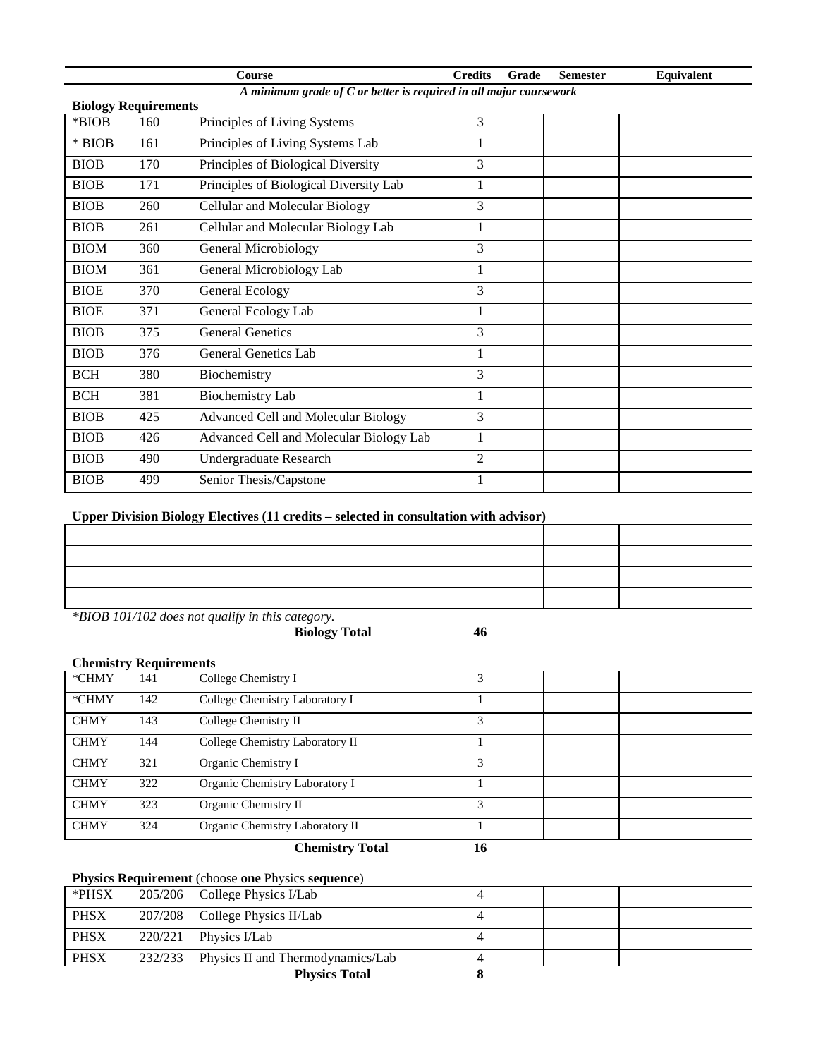| | | Course | Credits | Grade | Semester | Equivalent |
|---|---|---|---|---|---|---|

*A minimum grade of C or better is required in all major coursework*

**Biology Requirements**

| | | Course | Credits | Grade | Semester | Equivalent |
|---|---|---|---|---|---|---|
| *BIOB | 160 | Principles of Living Systems | 3 | | | |
| * BIOB | 161 | Principles of Living Systems Lab | 1 | | | |
| BIOB | 170 | Principles of Biological Diversity | 3 | | | |
| BIOB | 171 | Principles of Biological Diversity Lab | 1 | | | |
| BIOB | 260 | Cellular and Molecular Biology | 3 | | | |
| BIOB | 261 | Cellular and Molecular Biology Lab | 1 | | | |
| BIOM | 360 | General Microbiology | 3 | | | |
| BIOM | 361 | General Microbiology Lab | 1 | | | |
| BIOE | 370 | General Ecology | 3 | | | |
| BIOE | 371 | General Ecology Lab | 1 | | | |
| BIOB | 375 | General Genetics | 3 | | | |
| BIOB | 376 | General Genetics Lab | 1 | | | |
| BCH | 380 | Biochemistry | 3 | | | |
| BCH | 381 | Biochemistry Lab | 1 | | | |
| BIOB | 425 | Advanced Cell and Molecular Biology | 3 | | | |
| BIOB | 426 | Advanced Cell and Molecular Biology Lab | 1 | | | |
| BIOB | 490 | Undergraduate Research | 2 | | | |
| BIOB | 499 | Senior Thesis/Capstone | 1 | | | |

**Upper Division Biology Electives (11 credits – selected in consultation with advisor)**

| Course | Credits | Grade | Semester | Equivalent |
|---|---|---|---|---|
| | | | | |
| | | | | |
| | | | | |
| | | | | |

*\*BIOB 101/102 does not qualify in this category.*

**Biology Total** 46

**Chemistry Requirements**

| | | Course | Credits | Grade | Semester | Equivalent |
|---|---|---|---|---|---|---|
| *CHMY | 141 | College Chemistry I | 3 | | | |
| *CHMY | 142 | College Chemistry Laboratory I | 1 | | | |
| CHMY | 143 | College Chemistry II | 3 | | | |
| CHMY | 144 | College Chemistry Laboratory II | 1 | | | |
| CHMY | 321 | Organic Chemistry I | 3 | | | |
| CHMY | 322 | Organic Chemistry Laboratory I | 1 | | | |
| CHMY | 323 | Organic Chemistry II | 3 | | | |
| CHMY | 324 | Organic Chemistry Laboratory II | 1 | | | |
| | | **Chemistry Total** | **16** | | | |

**Physics Requirement** (choose **one** Physics **sequence**)

| | | Course | Credits | Grade | Semester | Equivalent |
|---|---|---|---|---|---|---|
| *PHSX | 205/206 | College Physics I/Lab | 4 | | | |
| PHSX | 207/208 | College Physics II/Lab | 4 | | | |
| PHSX | 220/221 | Physics I/Lab | 4 | | | |
| PHSX | 232/233 | Physics II and Thermodynamics/Lab | 4 | | | |
| | | **Physics Total** | **8** | | | |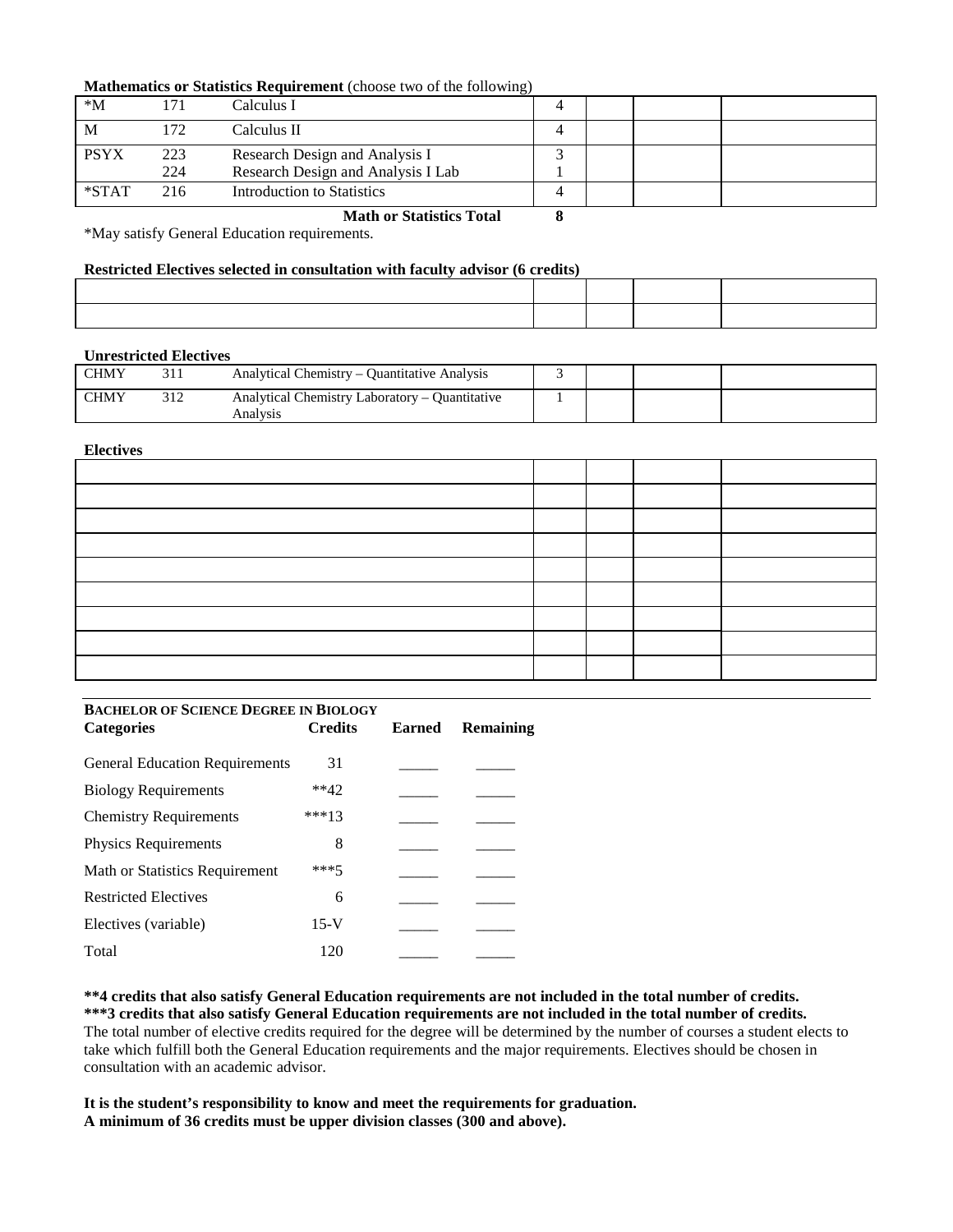**Mathematics or Statistics Requirement** (choose two of the following)

| | | | | | | |
|---|---|---|---|---|---|---|
| *M | 171 | Calculus I | 4 | | | |
| M | 172 | Calculus II | 4 | | | |
| PSYX | 223<br>224 | Research Design and Analysis I<br>Research Design and Analysis I Lab | 3<br>1 | | | |
| *STAT | 216 | Introduction to Statistics | 4 | | | |
| | | **Math or Statistics Total** | **8** | | | |

*May satisfy General Education requirements.

**Restricted Electives selected in consultation with faculty advisor (6 credits)**

| | | | | |
|---|---|---|---|---|
| | | | | |
| | | | | |

**Unrestricted Electives**

| | | | | | | |
|---|---|---|---|---|---|---|
| CHMY | 311 | Analytical Chemistry – Quantitative Analysis | 3 | | | |
| CHMY | 312 | Analytical Chemistry Laboratory – Quantitative Analysis | 1 | | | |

**Electives**

| | | | | |
|---|---|---|---|---|
| | | | | |
| | | | | |
| | | | | |
| | | | | |
| | | | | |
| | | | | |
| | | | | |
| | | | | |
| | | | | |

**BACHELOR OF SCIENCE DEGREE IN BIOLOGY**

| **Categories** | **Credits** | **Earned** | **Remaining** |
|---|---|---|---|
| General Education Requirements | 31 | _____ | _____ |
| Biology Requirements | **42 | _____ | _____ |
| Chemistry Requirements | ***13 | _____ | _____ |
| Physics Requirements | 8 | _____ | _____ |
| Math or Statistics Requirement | ***5 | _____ | _____ |
| Restricted Electives | 6 | _____ | _____ |
| Electives (variable) | 15-V | _____ | _____ |
| Total | 120 | _____ | _____ |

**\*\*4 credits that also satisfy General Education requirements are not included in the total number of credits.**
**\*\*\*3 credits that also satisfy General Education requirements are not included in the total number of credits.**
The total number of elective credits required for the degree will be determined by the number of courses a student elects to take which fulfill both the General Education requirements and the major requirements. Electives should be chosen in consultation with an academic advisor.

**It is the student's responsibility to know and meet the requirements for graduation.**
**A minimum of 36 credits must be upper division classes (300 and above).**